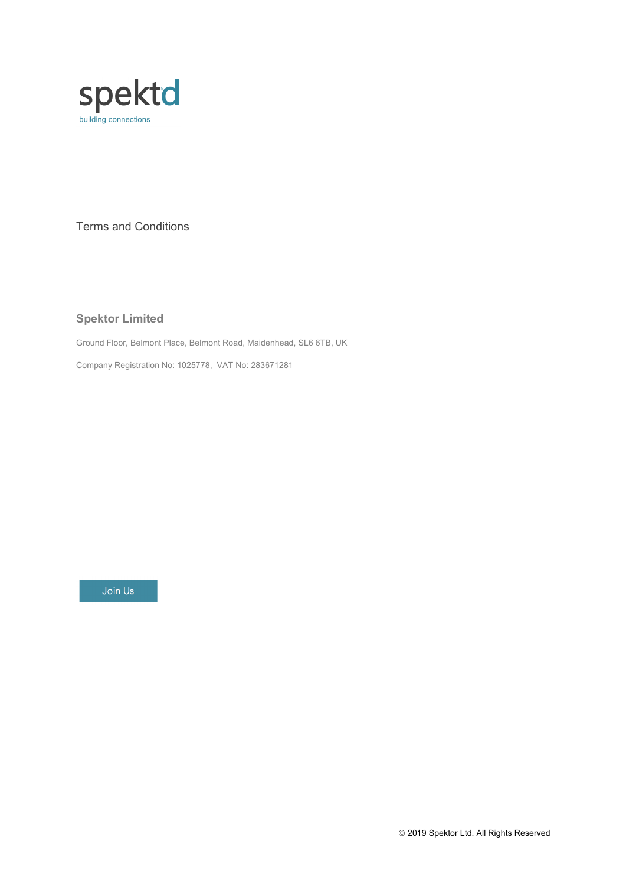spektd

building connections

# Terms and Conditions

## Spektor Limited

Ground Floor, Belmont Place, Belmont Road, Maidenhead, SL6 6TB, UK

Company Registration No: 1025778,  VAT No: 283671281

Join Us

© 2019 Spektor Ltd. All Rights Reserved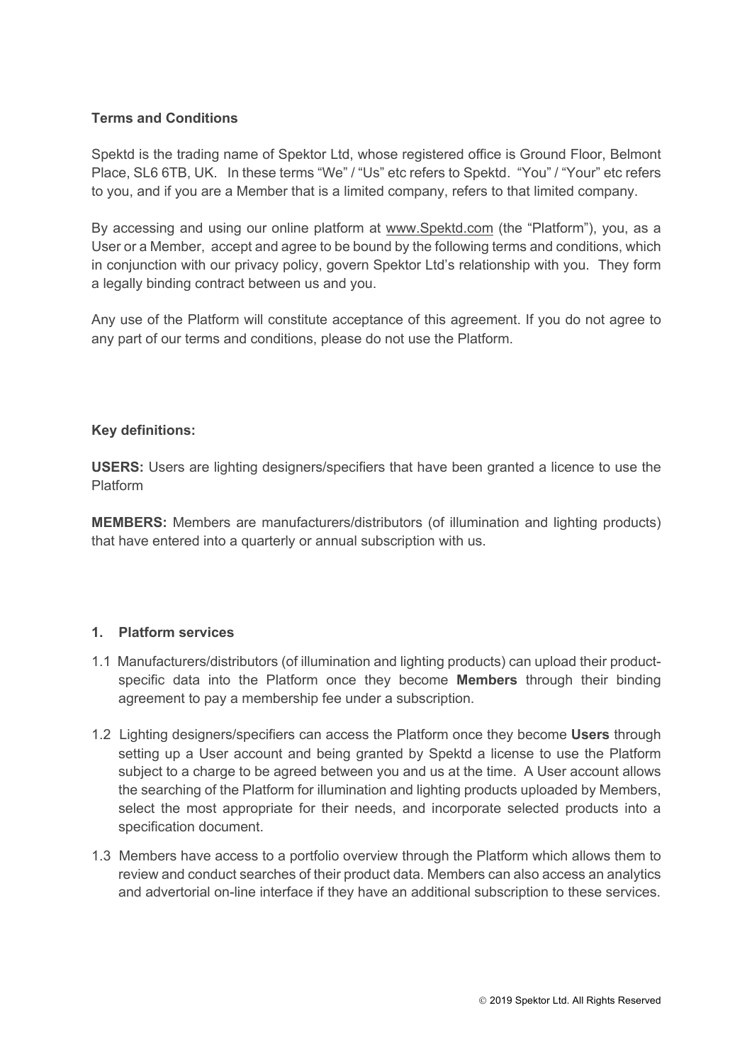**Terms and Conditions**

Spektd is the trading name of Spektor Ltd, whose registered office is Ground Floor, Belmont Place, SL6 6TB, UK. In these terms "We" / "Us" etc refers to Spektd. "You" / "Your" etc refers to you, and if you are a Member that is a limited company, refers to that limited company.

By accessing and using our online platform at www.Spektd.com (the "Platform"), you, as a User or a Member, accept and agree to be bound by the following terms and conditions, which in conjunction with our privacy policy, govern Spektor Ltd's relationship with you. They form a legally binding contract between us and you.

Any use of the Platform will constitute acceptance of this agreement. If you do not agree to any part of our terms and conditions, please do not use the Platform.

**Key definitions:**

**USERS:** Users are lighting designers/specifiers that have been granted a licence to use the Platform

**MEMBERS:** Members are manufacturers/distributors (of illumination and lighting products) that have entered into a quarterly or annual subscription with us.

**1. Platform services**

1.1 Manufacturers/distributors (of illumination and lighting products) can upload their product-specific data into the Platform once they become **Members** through their binding agreement to pay a membership fee under a subscription.

1.2 Lighting designers/specifiers can access the Platform once they become **Users** through setting up a User account and being granted by Spektd a license to use the Platform subject to a charge to be agreed between you and us at the time. A User account allows the searching of the Platform for illumination and lighting products uploaded by Members, select the most appropriate for their needs, and incorporate selected products into a specification document.

1.3 Members have access to a portfolio overview through the Platform which allows them to review and conduct searches of their product data. Members can also access an analytics and advertorial on-line interface if they have an additional subscription to these services.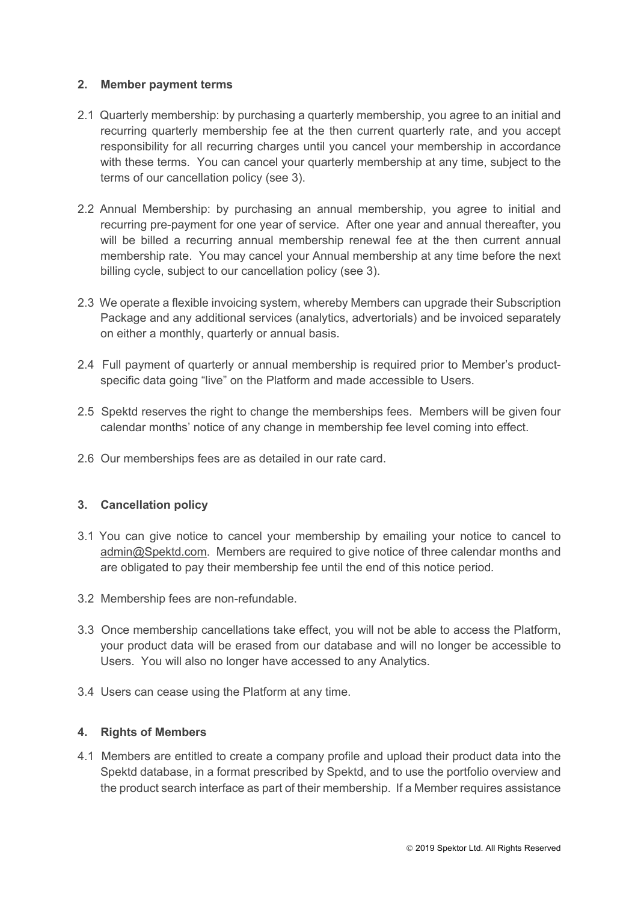## 2. Member payment terms

2.1 Quarterly membership: by purchasing a quarterly membership, you agree to an initial and recurring quarterly membership fee at the then current quarterly rate, and you accept responsibility for all recurring charges until you cancel your membership in accordance with these terms. You can cancel your quarterly membership at any time, subject to the terms of our cancellation policy (see 3).

2.2 Annual Membership: by purchasing an annual membership, you agree to initial and recurring pre-payment for one year of service. After one year and annual thereafter, you will be billed a recurring annual membership renewal fee at the then current annual membership rate. You may cancel your Annual membership at any time before the next billing cycle, subject to our cancellation policy (see 3).

2.3 We operate a flexible invoicing system, whereby Members can upgrade their Subscription Package and any additional services (analytics, advertorials) and be invoiced separately on either a monthly, quarterly or annual basis.

2.4 Full payment of quarterly or annual membership is required prior to Member's product-specific data going "live" on the Platform and made accessible to Users.

2.5 Spektd reserves the right to change the memberships fees. Members will be given four calendar months' notice of any change in membership fee level coming into effect.

2.6 Our memberships fees are as detailed in our rate card.

## 3. Cancellation policy

3.1 You can give notice to cancel your membership by emailing your notice to cancel to admin@Spektd.com. Members are required to give notice of three calendar months and are obligated to pay their membership fee until the end of this notice period.

3.2 Membership fees are non-refundable.

3.3 Once membership cancellations take effect, you will not be able to access the Platform, your product data will be erased from our database and will no longer be accessible to Users. You will also no longer have accessed to any Analytics.

3.4 Users can cease using the Platform at any time.

## 4. Rights of Members

4.1 Members are entitled to create a company profile and upload their product data into the Spektd database, in a format prescribed by Spektd, and to use the portfolio overview and the product search interface as part of their membership. If a Member requires assistance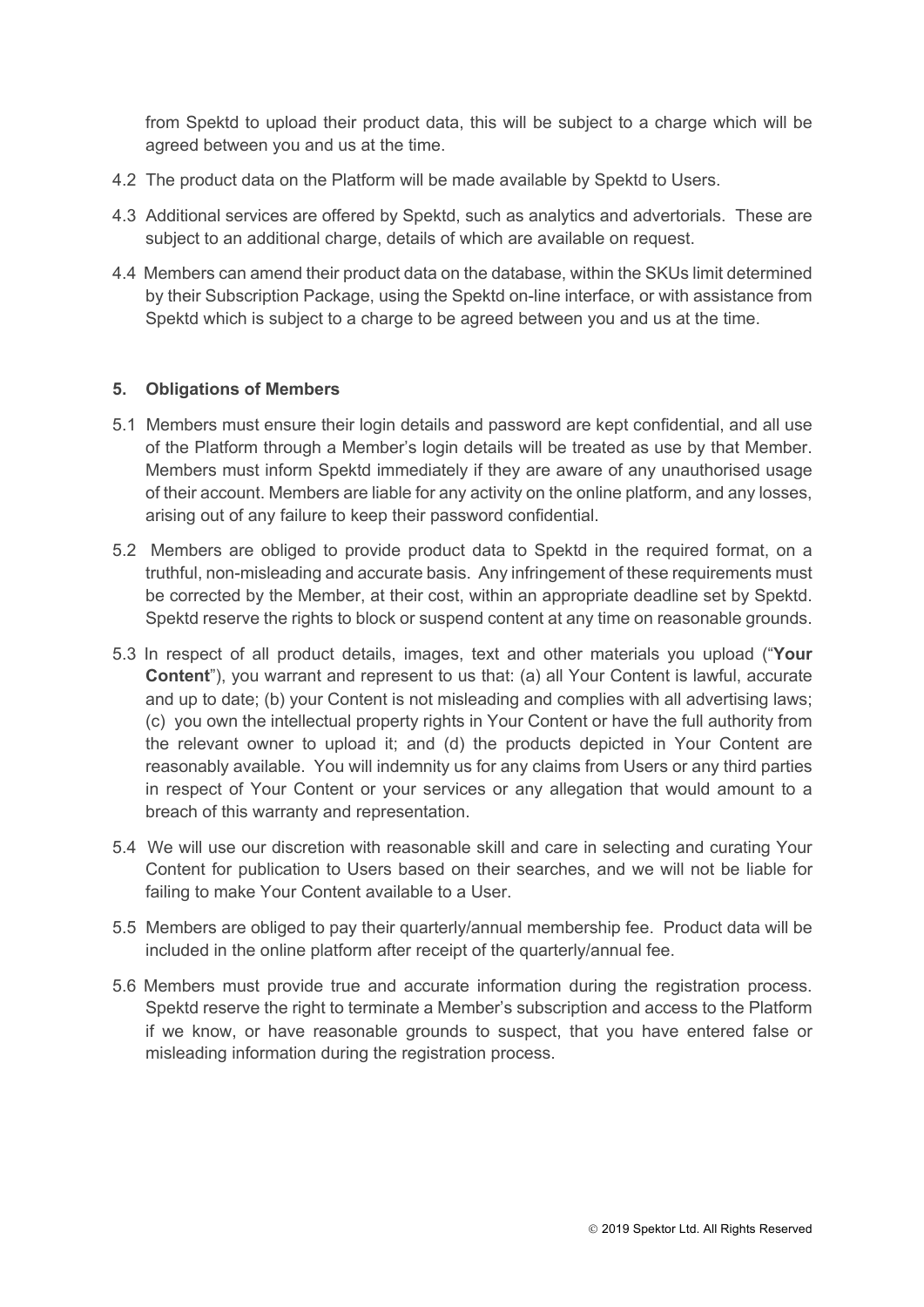from Spektd to upload their product data, this will be subject to a charge which will be agreed between you and us at the time.

4.2 The product data on the Platform will be made available by Spektd to Users.

4.3 Additional services are offered by Spektd, such as analytics and advertorials. These are subject to an additional charge, details of which are available on request.

4.4 Members can amend their product data on the database, within the SKUs limit determined by their Subscription Package, using the Spektd on-line interface, or with assistance from Spektd which is subject to a charge to be agreed between you and us at the time.

## 5. Obligations of Members

5.1 Members must ensure their login details and password are kept confidential, and all use of the Platform through a Member's login details will be treated as use by that Member. Members must inform Spektd immediately if they are aware of any unauthorised usage of their account. Members are liable for any activity on the online platform, and any losses, arising out of any failure to keep their password confidential.

5.2 Members are obliged to provide product data to Spektd in the required format, on a truthful, non-misleading and accurate basis. Any infringement of these requirements must be corrected by the Member, at their cost, within an appropriate deadline set by Spektd. Spektd reserve the rights to block or suspend content at any time on reasonable grounds.

5.3 In respect of all product details, images, text and other materials you upload ("**Your Content**"), you warrant and represent to us that: (a) all Your Content is lawful, accurate and up to date; (b) your Content is not misleading and complies with all advertising laws; (c) you own the intellectual property rights in Your Content or have the full authority from the relevant owner to upload it; and (d) the products depicted in Your Content are reasonably available. You will indemnity us for any claims from Users or any third parties in respect of Your Content or your services or any allegation that would amount to a breach of this warranty and representation.

5.4 We will use our discretion with reasonable skill and care in selecting and curating Your Content for publication to Users based on their searches, and we will not be liable for failing to make Your Content available to a User.

5.5 Members are obliged to pay their quarterly/annual membership fee. Product data will be included in the online platform after receipt of the quarterly/annual fee.

5.6 Members must provide true and accurate information during the registration process. Spektd reserve the right to terminate a Member's subscription and access to the Platform if we know, or have reasonable grounds to suspect, that you have entered false or misleading information during the registration process.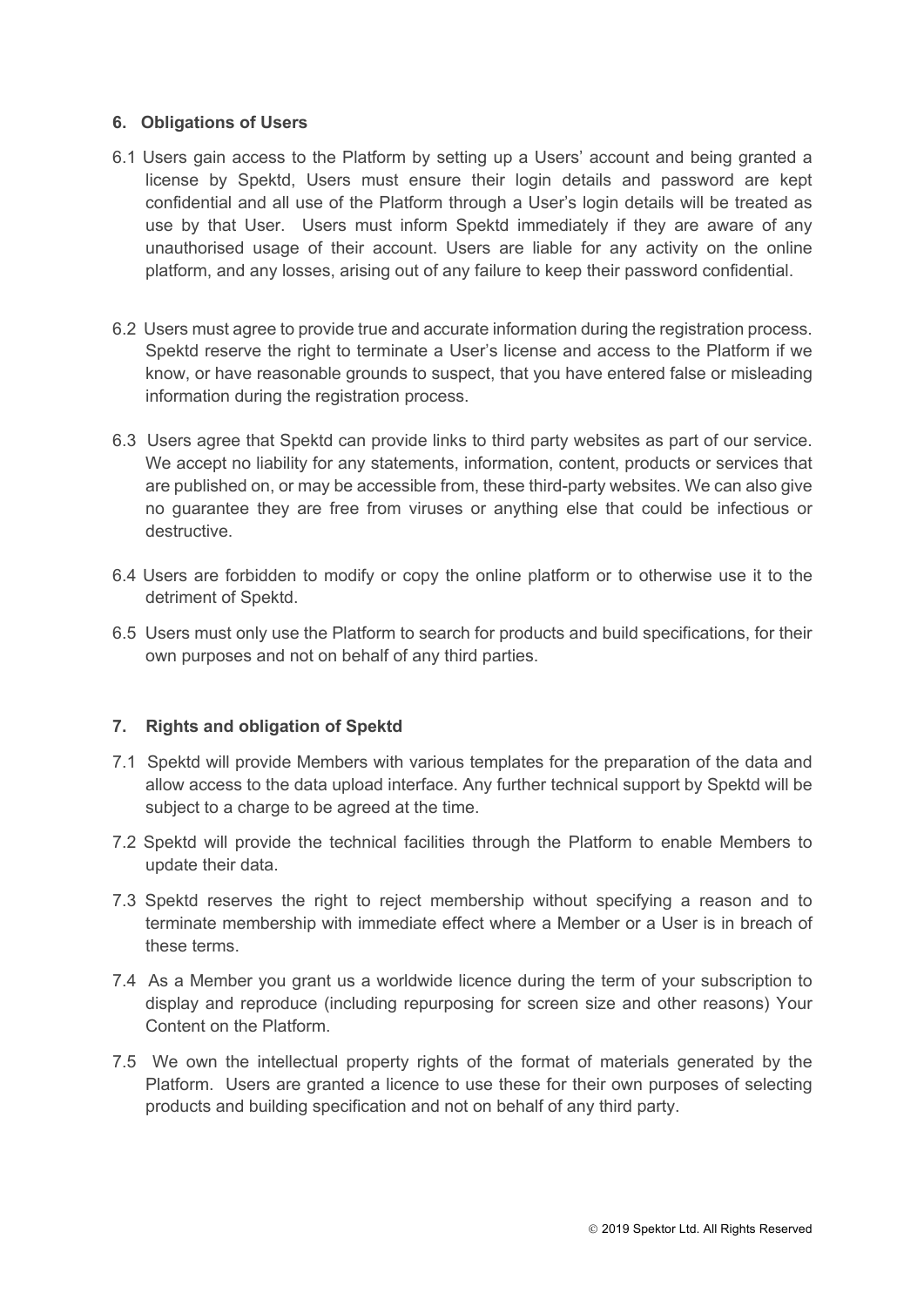### 6. Obligations of Users

6.1 Users gain access to the Platform by setting up a Users' account and being granted a license by Spektd, Users must ensure their login details and password are kept confidential and all use of the Platform through a User's login details will be treated as use by that User. Users must inform Spektd immediately if they are aware of any unauthorised usage of their account. Users are liable for any activity on the online platform, and any losses, arising out of any failure to keep their password confidential.

6.2 Users must agree to provide true and accurate information during the registration process. Spektd reserve the right to terminate a User's license and access to the Platform if we know, or have reasonable grounds to suspect, that you have entered false or misleading information during the registration process.

6.3 Users agree that Spektd can provide links to third party websites as part of our service. We accept no liability for any statements, information, content, products or services that are published on, or may be accessible from, these third-party websites. We can also give no guarantee they are free from viruses or anything else that could be infectious or destructive.

6.4 Users are forbidden to modify or copy the online platform or to otherwise use it to the detriment of Spektd.

6.5 Users must only use the Platform to search for products and build specifications, for their own purposes and not on behalf of any third parties.

### 7. Rights and obligation of Spektd

7.1 Spektd will provide Members with various templates for the preparation of the data and allow access to the data upload interface. Any further technical support by Spektd will be subject to a charge to be agreed at the time.

7.2 Spektd will provide the technical facilities through the Platform to enable Members to update their data.

7.3 Spektd reserves the right to reject membership without specifying a reason and to terminate membership with immediate effect where a Member or a User is in breach of these terms.

7.4 As a Member you grant us a worldwide licence during the term of your subscription to display and reproduce (including repurposing for screen size and other reasons) Your Content on the Platform.

7.5 We own the intellectual property rights of the format of materials generated by the Platform. Users are granted a licence to use these for their own purposes of selecting products and building specification and not on behalf of any third party.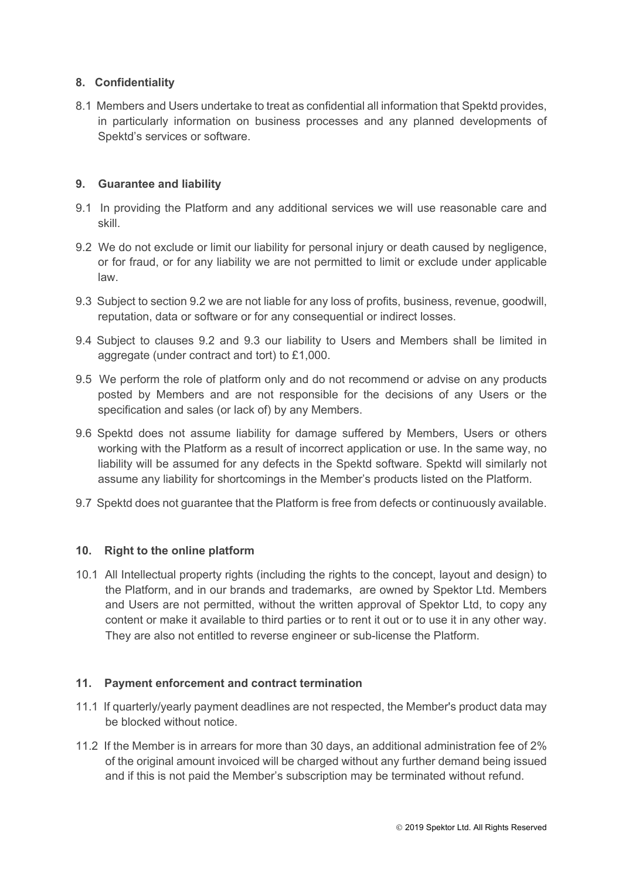## 8. Confidentiality

8.1 Members and Users undertake to treat as confidential all information that Spektd provides, in particularly information on business processes and any planned developments of Spektd's services or software.

## 9. Guarantee and liability

9.1 In providing the Platform and any additional services we will use reasonable care and skill.

9.2 We do not exclude or limit our liability for personal injury or death caused by negligence, or for fraud, or for any liability we are not permitted to limit or exclude under applicable law.

9.3 Subject to section 9.2 we are not liable for any loss of profits, business, revenue, goodwill, reputation, data or software or for any consequential or indirect losses.

9.4 Subject to clauses 9.2 and 9.3 our liability to Users and Members shall be limited in aggregate (under contract and tort) to £1,000.

9.5 We perform the role of platform only and do not recommend or advise on any products posted by Members and are not responsible for the decisions of any Users or the specification and sales (or lack of) by any Members.

9.6 Spektd does not assume liability for damage suffered by Members, Users or others working with the Platform as a result of incorrect application or use. In the same way, no liability will be assumed for any defects in the Spektd software. Spektd will similarly not assume any liability for shortcomings in the Member's products listed on the Platform.

9.7 Spektd does not guarantee that the Platform is free from defects or continuously available.

## 10. Right to the online platform

10.1 All Intellectual property rights (including the rights to the concept, layout and design) to the Platform, and in our brands and trademarks, are owned by Spektor Ltd. Members and Users are not permitted, without the written approval of Spektor Ltd, to copy any content or make it available to third parties or to rent it out or to use it in any other way. They are also not entitled to reverse engineer or sub-license the Platform.

## 11. Payment enforcement and contract termination

11.1 If quarterly/yearly payment deadlines are not respected, the Member's product data may be blocked without notice.

11.2 If the Member is in arrears for more than 30 days, an additional administration fee of 2% of the original amount invoiced will be charged without any further demand being issued and if this is not paid the Member's subscription may be terminated without refund.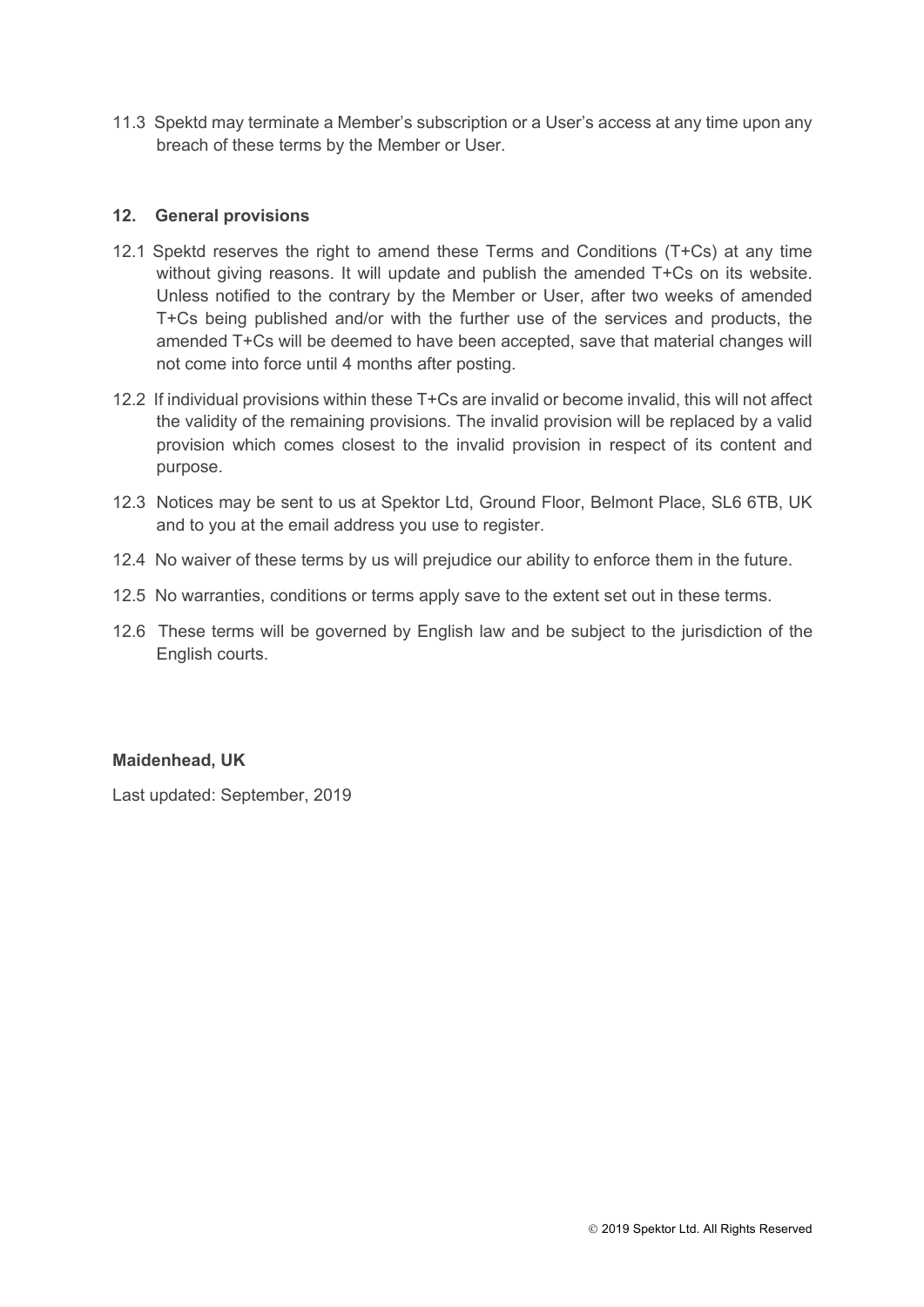11.3 Spektd may terminate a Member's subscription or a User's access at any time upon any breach of these terms by the Member or User.

## 12. General provisions

12.1 Spektd reserves the right to amend these Terms and Conditions (T+Cs) at any time without giving reasons. It will update and publish the amended T+Cs on its website. Unless notified to the contrary by the Member or User, after two weeks of amended T+Cs being published and/or with the further use of the services and products, the amended T+Cs will be deemed to have been accepted, save that material changes will not come into force until 4 months after posting.

12.2 If individual provisions within these T+Cs are invalid or become invalid, this will not affect the validity of the remaining provisions. The invalid provision will be replaced by a valid provision which comes closest to the invalid provision in respect of its content and purpose.

12.3 Notices may be sent to us at Spektor Ltd, Ground Floor, Belmont Place, SL6 6TB, UK and to you at the email address you use to register.

12.4 No waiver of these terms by us will prejudice our ability to enforce them in the future.

12.5 No warranties, conditions or terms apply save to the extent set out in these terms.

12.6 These terms will be governed by English law and be subject to the jurisdiction of the English courts.

**Maidenhead, UK**

Last updated: September, 2019

© 2019 Spektor Ltd. All Rights Reserved